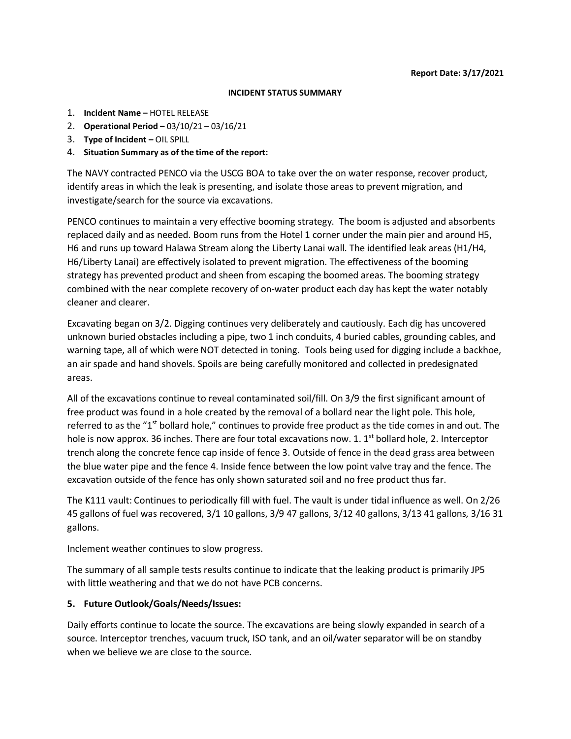**Report Date: 3/17/2021**

**INCIDENT STATUS SUMMARY**

1. **Incident Name –** HOTEL RELEASE
2. **Operational Period –** 03/10/21 – 03/16/21
3. **Type of Incident –** OIL SPILL
4. **Situation Summary as of the time of the report:**

The NAVY contracted PENCO via the USCG BOA to take over the on water response, recover product, identify areas in which the leak is presenting, and isolate those areas to prevent migration, and investigate/search for the source via excavations.

PENCO continues to maintain a very effective booming strategy. The boom is adjusted and absorbents replaced daily and as needed. Boom runs from the Hotel 1 corner under the main pier and around H5, H6 and runs up toward Halawa Stream along the Liberty Lanai wall. The identified leak areas (H1/H4, H6/Liberty Lanai) are effectively isolated to prevent migration. The effectiveness of the booming strategy has prevented product and sheen from escaping the boomed areas. The booming strategy combined with the near complete recovery of on-water product each day has kept the water notably cleaner and clearer.

Excavating began on 3/2. Digging continues very deliberately and cautiously. Each dig has uncovered unknown buried obstacles including a pipe, two 1 inch conduits, 4 buried cables, grounding cables, and warning tape, all of which were NOT detected in toning. Tools being used for digging include a backhoe, an air spade and hand shovels. Spoils are being carefully monitored and collected in predesignated areas.

All of the excavations continue to reveal contaminated soil/fill. On 3/9 the first significant amount of free product was found in a hole created by the removal of a bollard near the light pole. This hole, referred to as the "1st bollard hole," continues to provide free product as the tide comes in and out. The hole is now approx. 36 inches. There are four total excavations now. 1. 1st bollard hole, 2. Interceptor trench along the concrete fence cap inside of fence 3. Outside of fence in the dead grass area between the blue water pipe and the fence 4. Inside fence between the low point valve tray and the fence. The excavation outside of the fence has only shown saturated soil and no free product thus far.

The K111 vault: Continues to periodically fill with fuel. The vault is under tidal influence as well. On 2/26 45 gallons of fuel was recovered, 3/1 10 gallons, 3/9 47 gallons, 3/12 40 gallons, 3/13 41 gallons, 3/16 31 gallons.

Inclement weather continues to slow progress.

The summary of all sample tests results continue to indicate that the leaking product is primarily JP5 with little weathering and that we do not have PCB concerns.

**5. Future Outlook/Goals/Needs/Issues:**

Daily efforts continue to locate the source. The excavations are being slowly expanded in search of a source. Interceptor trenches, vacuum truck, ISO tank, and an oil/water separator will be on standby when we believe we are close to the source.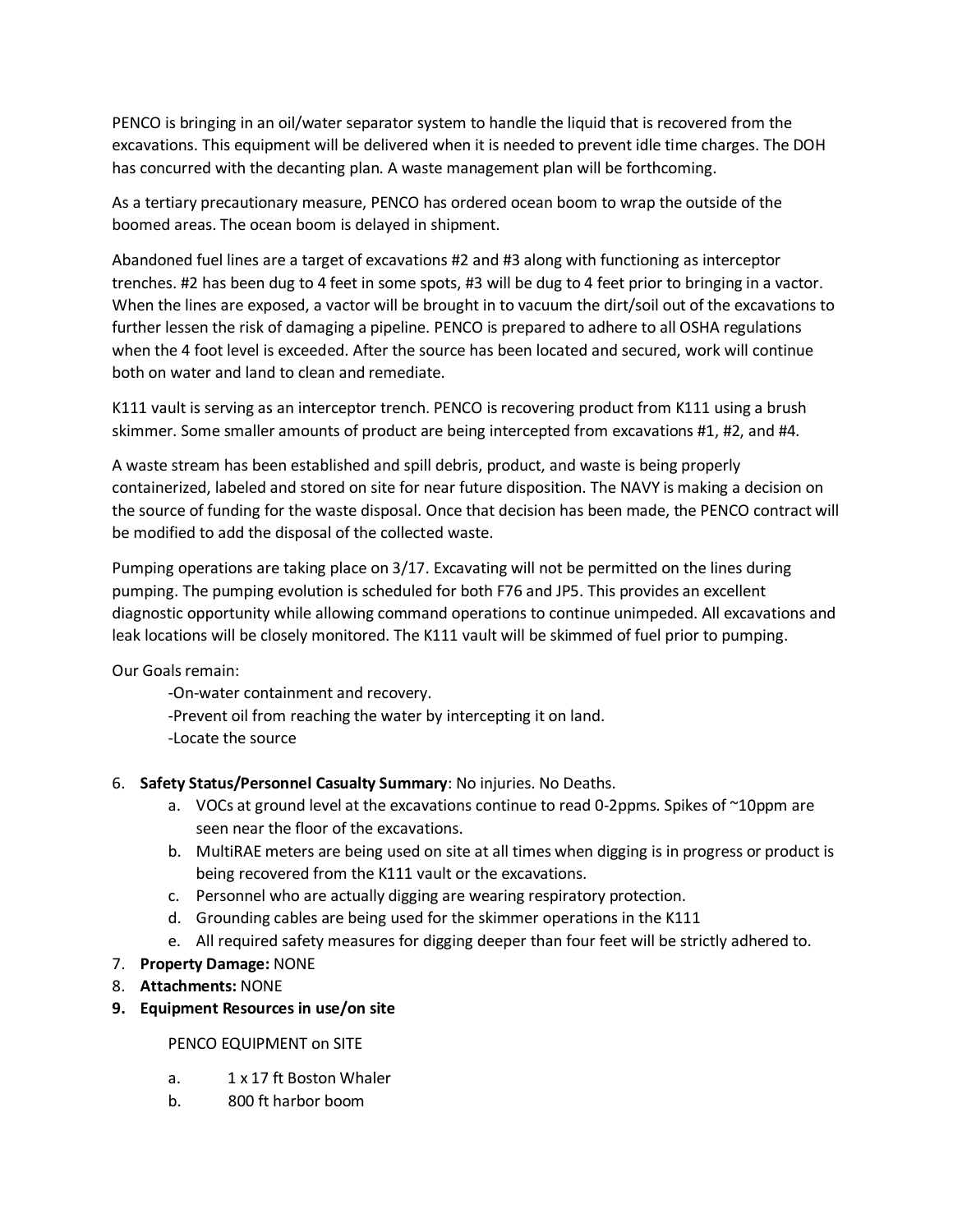PENCO is bringing in an oil/water separator system to handle the liquid that is recovered from the excavations. This equipment will be delivered when it is needed to prevent idle time charges. The DOH has concurred with the decanting plan. A waste management plan will be forthcoming.

As a tertiary precautionary measure, PENCO has ordered ocean boom to wrap the outside of the boomed areas. The ocean boom is delayed in shipment.

Abandoned fuel lines are a target of excavations #2 and #3 along with functioning as interceptor trenches. #2 has been dug to 4 feet in some spots, #3 will be dug to 4 feet prior to bringing in a vactor. When the lines are exposed, a vactor will be brought in to vacuum the dirt/soil out of the excavations to further lessen the risk of damaging a pipeline. PENCO is prepared to adhere to all OSHA regulations when the 4 foot level is exceeded. After the source has been located and secured, work will continue both on water and land to clean and remediate.

K111 vault is serving as an interceptor trench. PENCO is recovering product from K111 using a brush skimmer. Some smaller amounts of product are being intercepted from excavations #1, #2, and #4.

A waste stream has been established and spill debris, product, and waste is being properly containerized, labeled and stored on site for near future disposition. The NAVY is making a decision on the source of funding for the waste disposal. Once that decision has been made, the PENCO contract will be modified to add the disposal of the collected waste.

Pumping operations are taking place on 3/17. Excavating will not be permitted on the lines during pumping. The pumping evolution is scheduled for both F76 and JP5. This provides an excellent diagnostic opportunity while allowing command operations to continue unimpeded. All excavations and leak locations will be closely monitored. The K111 vault will be skimmed of fuel prior to pumping.

Our Goals remain:

- On-water containment and recovery.
- Prevent oil from reaching the water by intercepting it on land.
- Locate the source

6. **Safety Status/Personnel Casualty Summary**: No injuries. No Deaths.
    a. VOCs at ground level at the excavations continue to read 0-2ppms. Spikes of ~10ppm are seen near the floor of the excavations.
    b. MultiRAE meters are being used on site at all times when digging is in progress or product is being recovered from the K111 vault or the excavations.
    c. Personnel who are actually digging are wearing respiratory protection.
    d. Grounding cables are being used for the skimmer operations in the K111
    e. All required safety measures for digging deeper than four feet will be strictly adhered to.
7. **Property Damage:** NONE
8. **Attachments:** NONE
9. **Equipment Resources in use/on site**

    PENCO EQUIPMENT on SITE

    a. 1 x 17 ft Boston Whaler
    b. 800 ft harbor boom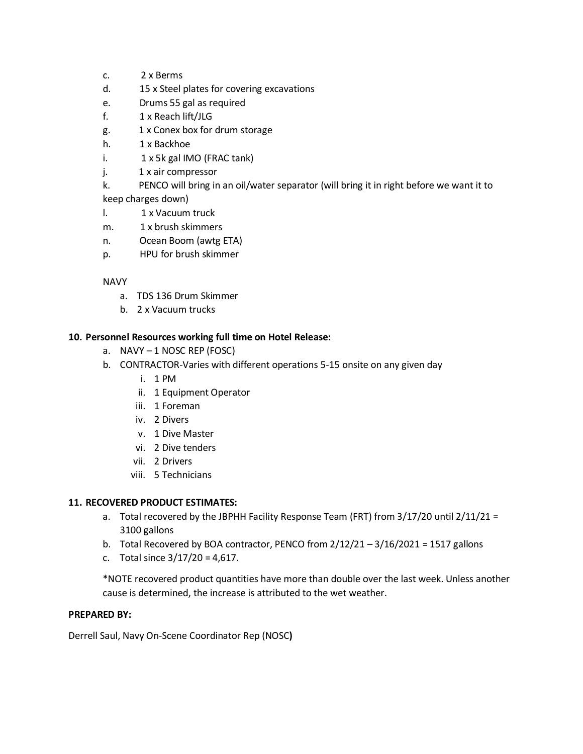c. 2 x Berms
d. 15 x Steel plates for covering excavations
e. Drums 55 gal as required
f. 1 x Reach lift/JLG
g. 1 x Conex box for drum storage
h. 1 x Backhoe
i. 1 x 5k gal IMO (FRAC tank)
j. 1 x air compressor
k. PENCO will bring in an oil/water separator (will bring it in right before we want it to keep charges down)
l. 1 x Vacuum truck
m. 1 x brush skimmers
n. Ocean Boom (awtg ETA)
p. HPU for brush skimmer

NAVY

a. TDS 136 Drum Skimmer
b. 2 x Vacuum trucks

**10. Personnel Resources working full time on Hotel Release:**

a. NAVY – 1 NOSC REP (FOSC)
b. CONTRACTOR-Varies with different operations 5-15 onsite on any given day
    i. 1 PM
    ii. 1 Equipment Operator
    iii. 1 Foreman
    iv. 2 Divers
    v. 1 Dive Master
    vi. 2 Dive tenders
    vii. 2 Drivers
    viii. 5 Technicians

**11. RECOVERED PRODUCT ESTIMATES:**

a. Total recovered by the JBPHH Facility Response Team (FRT) from 3/17/20 until 2/11/21 = 3100 gallons
b. Total Recovered by BOA contractor, PENCO from 2/12/21 – 3/16/2021 = 1517 gallons
c. Total since 3/17/20 = 4,617.

*NOTE recovered product quantities have more than double over the last week. Unless another cause is determined, the increase is attributed to the wet weather.

**PREPARED BY:**

Derrell Saul, Navy On-Scene Coordinator Rep (NOSC**)**